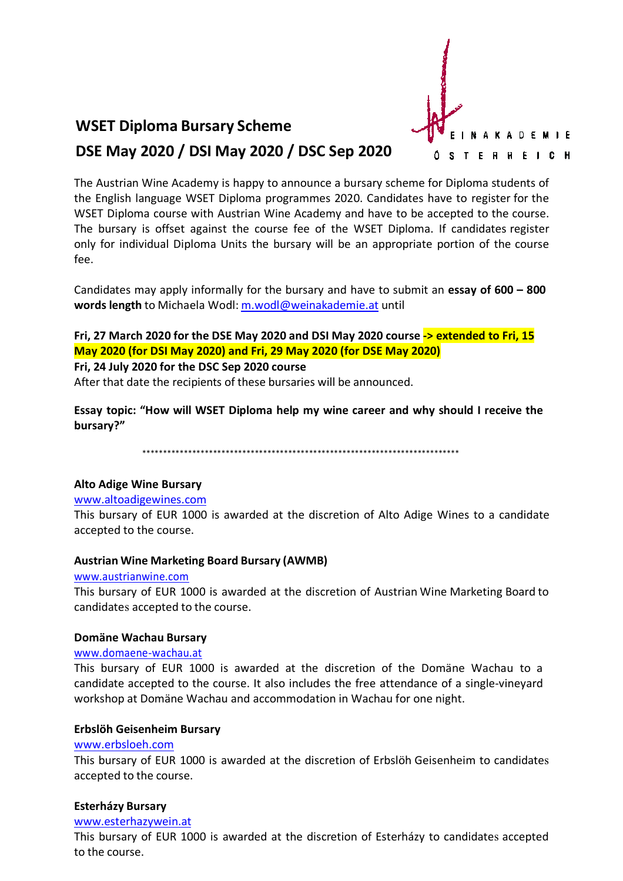# WSET Diploma Bursary Scheme

## DSE May 2020 / DSI May 2020 / DSC Sep 2020

WEINAKADEMIE ÖSTERREICH

The Austrian Wine Academy is happy to announce a bursary scheme for Diploma students of the English language WSET Diploma programmes 2020. Candidates have to register for the WSET Diploma course with Austrian Wine Academy and have to be accepted to the course. The bursary is offset against the course fee of the WSET Diploma. If candidates register only for individual Diploma Units the bursary will be an appropriate portion of the course fee.

Candidates may apply informally for the bursary and have to submit an **essay of 600 – 800 words length** to Michaela Wodl: m.wodl@weinakademie.at until

**Fri, 27 March 2020 for the DSE May 2020 and DSI May 2020 course -> extended to Fri, 15 May 2020 (for DSI May 2020) and Fri, 29 May 2020 (for DSE May 2020)**
**Fri, 24 July 2020 for the DSC Sep 2020 course**
After that date the recipients of these bursaries will be announced.

**Essay topic: "How will WSET Diploma help my wine career and why should I receive the bursary?"**

\*\*\*\*\*\*\*\*\*\*\*\*\*\*\*\*\*\*\*\*\*\*\*\*\*\*\*\*\*\*\*\*\*\*\*\*\*\*\*\*\*\*\*\*\*\*\*\*\*\*\*\*\*\*\*\*\*\*\*\*\*\*\*\*\*\*\*\*\*\*\*\*\*\*\*\*\*

**Alto Adige Wine Bursary**
www.altoadigewines.com
This bursary of EUR 1000 is awarded at the discretion of Alto Adige Wines to a candidate accepted to the course.

**Austrian Wine Marketing Board Bursary (AWMB)**
www.austrianwine.com
This bursary of EUR 1000 is awarded at the discretion of Austrian Wine Marketing Board to candidates accepted to the course.

**Domäne Wachau Bursary**
www.domaene-wachau.at
This bursary of EUR 1000 is awarded at the discretion of the Domäne Wachau to a candidate accepted to the course. It also includes the free attendance of a single-vineyard workshop at Domäne Wachau and accommodation in Wachau for one night.

**Erbslöh Geisenheim Bursary**
www.erbsloeh.com
This bursary of EUR 1000 is awarded at the discretion of Erbslöh Geisenheim to candidates accepted to the course.

**Esterházy Bursary**
www.esterhazywein.at
This bursary of EUR 1000 is awarded at the discretion of Esterházy to candidates accepted to the course.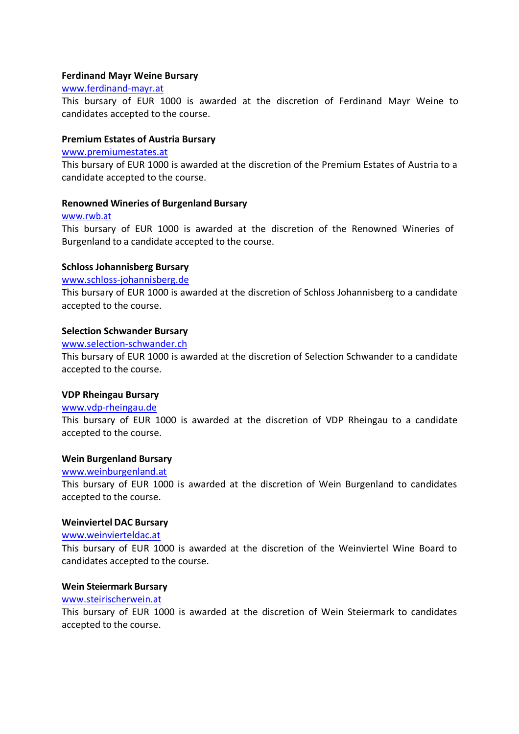**Ferdinand Mayr Weine Bursary**

www.ferdinand-mayr.at

This bursary of EUR 1000 is awarded at the discretion of Ferdinand Mayr Weine to candidates accepted to the course.

**Premium Estates of Austria Bursary**

www.premiumestates.at

This bursary of EUR 1000 is awarded at the discretion of the Premium Estates of Austria to a candidate accepted to the course.

**Renowned Wineries of Burgenland Bursary**

www.rwb.at

This bursary of EUR 1000 is awarded at the discretion of the Renowned Wineries of Burgenland to a candidate accepted to the course.

**Schloss Johannisberg Bursary**

www.schloss-johannisberg.de

This bursary of EUR 1000 is awarded at the discretion of Schloss Johannisberg to a candidate accepted to the course.

**Selection Schwander Bursary**

www.selection-schwander.ch

This bursary of EUR 1000 is awarded at the discretion of Selection Schwander to a candidate accepted to the course.

**VDP Rheingau Bursary**

www.vdp-rheingau.de

This bursary of EUR 1000 is awarded at the discretion of VDP Rheingau to a candidate accepted to the course.

**Wein Burgenland Bursary**

www.weinburgenland.at

This bursary of EUR 1000 is awarded at the discretion of Wein Burgenland to candidates accepted to the course.

**Weinviertel DAC Bursary**

www.weinvierteldac.at

This bursary of EUR 1000 is awarded at the discretion of the Weinviertel Wine Board to candidates accepted to the course.

**Wein Steiermark Bursary**

www.steirischerwein.at

This bursary of EUR 1000 is awarded at the discretion of Wein Steiermark to candidates accepted to the course.